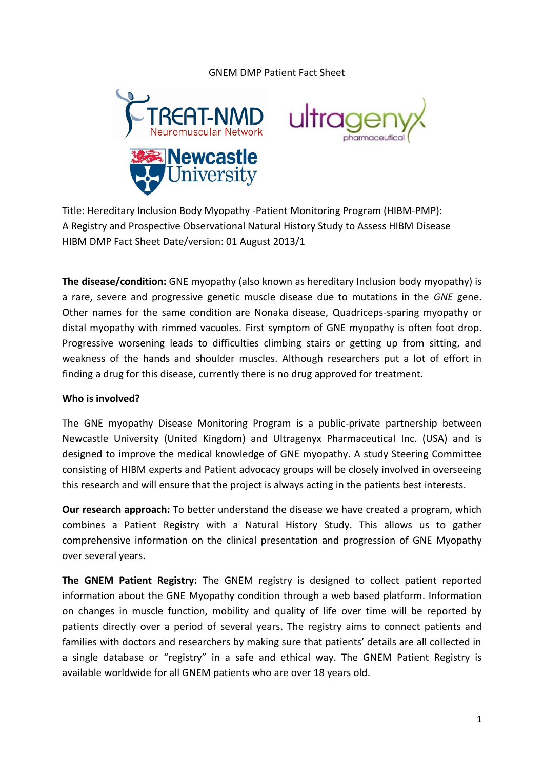GNEM DMP Patient Fact Sheet

Title: Hereditary Inclusion Body Myopathy -Patient Monitoring Program (HIBM-PMP): A Registry and Prospective Observational Natural History Study to Assess HIBM Disease
HIBM DMP Fact Sheet Date/version: 01 August 2013/1

**The disease/condition:** GNE myopathy (also known as hereditary Inclusion body myopathy) is a rare, severe and progressive genetic muscle disease due to mutations in the *GNE* gene. Other names for the same condition are Nonaka disease, Quadriceps-sparing myopathy or distal myopathy with rimmed vacuoles. First symptom of GNE myopathy is often foot drop. Progressive worsening leads to difficulties climbing stairs or getting up from sitting, and weakness of the hands and shoulder muscles. Although researchers put a lot of effort in finding a drug for this disease, currently there is no drug approved for treatment.

**Who is involved?**

The GNE myopathy Disease Monitoring Program is a public-private partnership between Newcastle University (United Kingdom) and Ultragenyx Pharmaceutical Inc. (USA) and is designed to improve the medical knowledge of GNE myopathy. A study Steering Committee consisting of HIBM experts and Patient advocacy groups will be closely involved in overseeing this research and will ensure that the project is always acting in the patients best interests.

**Our research approach:** To better understand the disease we have created a program, which combines a Patient Registry with a Natural History Study. This allows us to gather comprehensive information on the clinical presentation and progression of GNE Myopathy over several years.

**The GNEM Patient Registry:** The GNEM registry is designed to collect patient reported information about the GNE Myopathy condition through a web based platform. Information on changes in muscle function, mobility and quality of life over time will be reported by patients directly over a period of several years. The registry aims to connect patients and families with doctors and researchers by making sure that patients' details are all collected in a single database or "registry" in a safe and ethical way. The GNEM Patient Registry is available worldwide for all GNEM patients who are over 18 years old.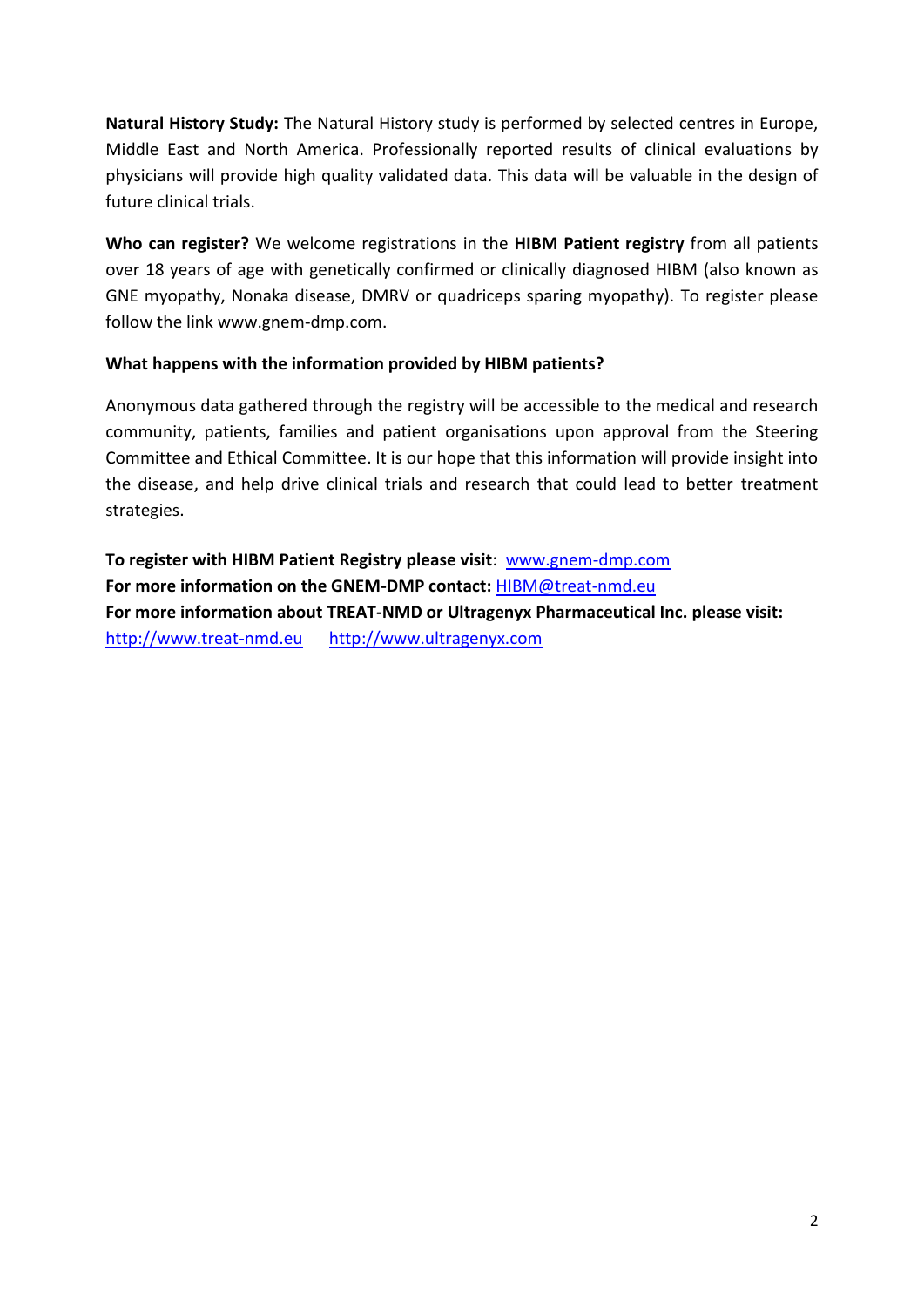**Natural History Study:** The Natural History study is performed by selected centres in Europe, Middle East and North America. Professionally reported results of clinical evaluations by physicians will provide high quality validated data. This data will be valuable in the design of future clinical trials.

**Who can register?** We welcome registrations in the **HIBM Patient registry** from all patients over 18 years of age with genetically confirmed or clinically diagnosed HIBM (also known as GNE myopathy, Nonaka disease, DMRV or quadriceps sparing myopathy). To register please follow the link www.gnem-dmp.com.

**What happens with the information provided by HIBM patients?**

Anonymous data gathered through the registry will be accessible to the medical and research community, patients, families and patient organisations upon approval from the Steering Committee and Ethical Committee. It is our hope that this information will provide insight into the disease, and help drive clinical trials and research that could lead to better treatment strategies.

**To register with HIBM Patient Registry please visit**: www.gnem-dmp.com
**For more information on the GNEM-DMP contact:** HIBM@treat-nmd.eu
**For more information about TREAT-NMD or Ultragenyx Pharmaceutical Inc. please visit:**
http://www.treat-nmd.eu http://www.ultragenyx.com